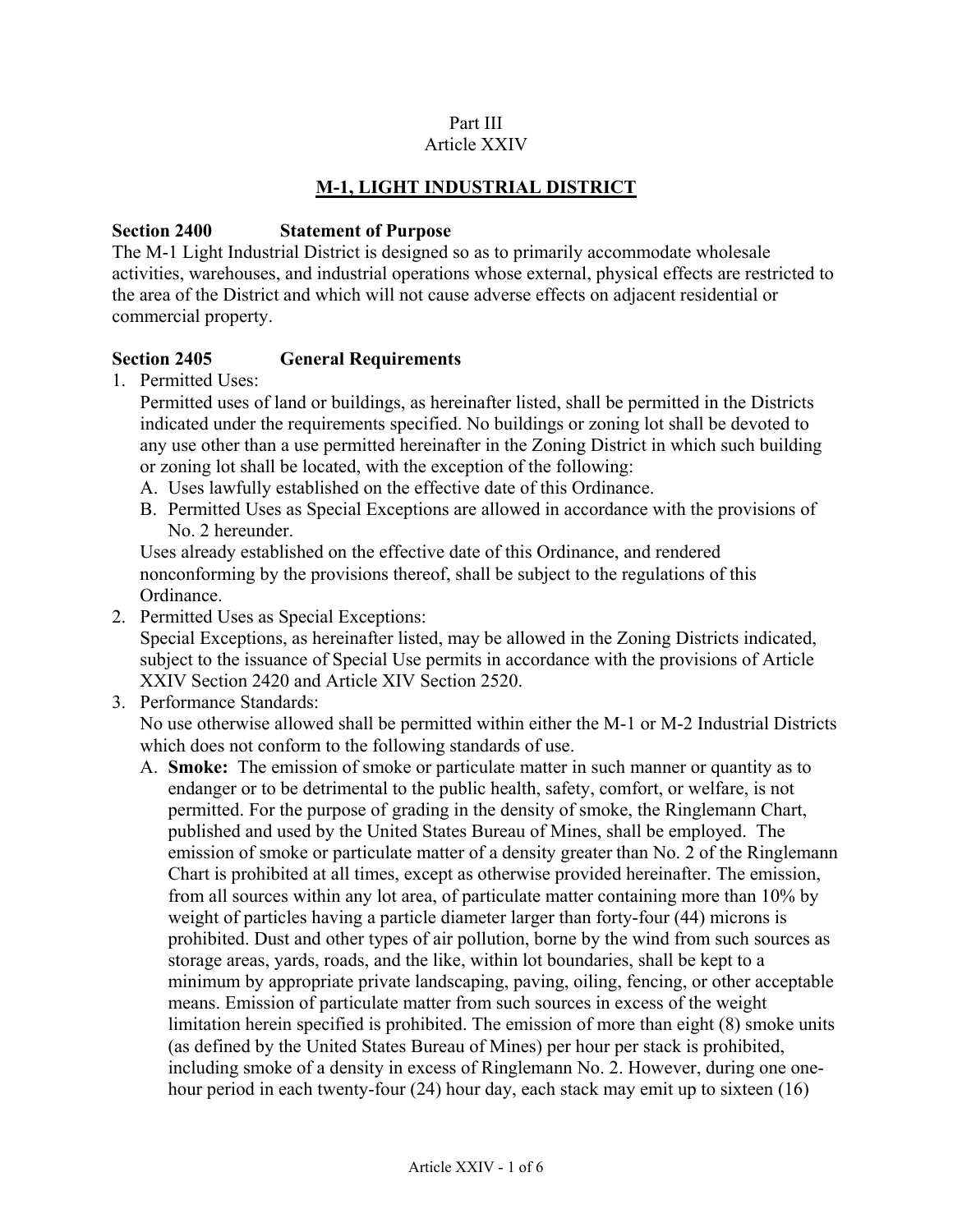Part III
Article XXIV

# M-1, LIGHT INDUSTRIAL DISTRICT

**Section 2400 Statement of Purpose**

The M-1 Light Industrial District is designed so as to primarily accommodate wholesale activities, warehouses, and industrial operations whose external, physical effects are restricted to the area of the District and which will not cause adverse effects on adjacent residential or commercial property.

**Section 2405 General Requirements**

1. Permitted Uses:
   Permitted uses of land or buildings, as hereinafter listed, shall be permitted in the Districts indicated under the requirements specified. No buildings or zoning lot shall be devoted to any use other than a use permitted hereinafter in the Zoning District in which such building or zoning lot shall be located, with the exception of the following:
   A. Uses lawfully established on the effective date of this Ordinance.
   B. Permitted Uses as Special Exceptions are allowed in accordance with the provisions of No. 2 hereunder.

   Uses already established on the effective date of this Ordinance, and rendered nonconforming by the provisions thereof, shall be subject to the regulations of this Ordinance.
2. Permitted Uses as Special Exceptions:
   Special Exceptions, as hereinafter listed, may be allowed in the Zoning Districts indicated, subject to the issuance of Special Use permits in accordance with the provisions of Article XXIV Section 2420 and Article XIV Section 2520.
3. Performance Standards:
   No use otherwise allowed shall be permitted within either the M-1 or M-2 Industrial Districts which does not conform to the following standards of use.
   A. **Smoke:** The emission of smoke or particulate matter in such manner or quantity as to endanger or to be detrimental to the public health, safety, comfort, or welfare, is not permitted. For the purpose of grading in the density of smoke, the Ringlemann Chart, published and used by the United States Bureau of Mines, shall be employed. The emission of smoke or particulate matter of a density greater than No. 2 of the Ringlemann Chart is prohibited at all times, except as otherwise provided hereinafter. The emission, from all sources within any lot area, of particulate matter containing more than 10% by weight of particles having a particle diameter larger than forty-four (44) microns is prohibited. Dust and other types of air pollution, borne by the wind from such sources as storage areas, yards, roads, and the like, within lot boundaries, shall be kept to a minimum by appropriate private landscaping, paving, oiling, fencing, or other acceptable means. Emission of particulate matter from such sources in excess of the weight limitation herein specified is prohibited. The emission of more than eight (8) smoke units (as defined by the United States Bureau of Mines) per hour per stack is prohibited, including smoke of a density in excess of Ringlemann No. 2. However, during one one-hour period in each twenty-four (24) hour day, each stack may emit up to sixteen (16)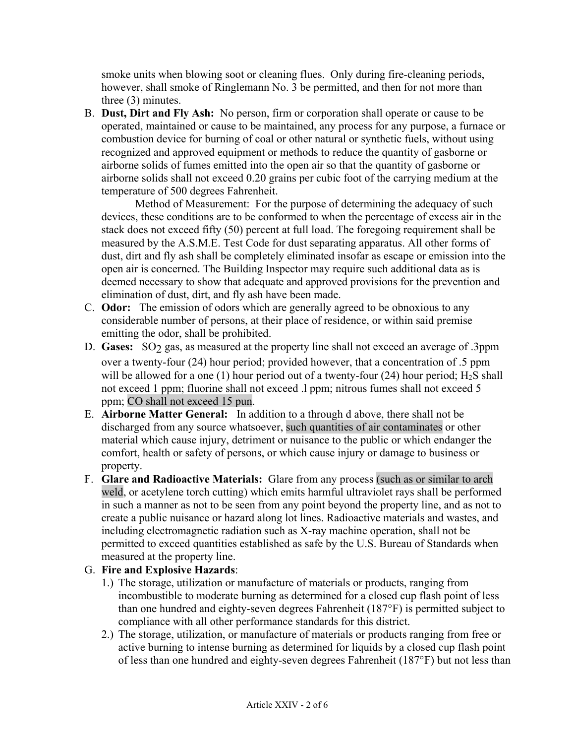smoke units when blowing soot or cleaning flues. Only during fire-cleaning periods, however, shall smoke of Ringlemann No. 3 be permitted, and then for not more than three (3) minutes.

B. **Dust, Dirt and Fly Ash:** No person, firm or corporation shall operate or cause to be operated, maintained or cause to be maintained, any process for any purpose, a furnace or combustion device for burning of coal or other natural or synthetic fuels, without using recognized and approved equipment or methods to reduce the quantity of gasborne or airborne solids of fumes emitted into the open air so that the quantity of gasborne or airborne solids shall not exceed 0.20 grains per cubic foot of the carrying medium at the temperature of 500 degrees Fahrenheit.

   Method of Measurement: For the purpose of determining the adequacy of such devices, these conditions are to be conformed to when the percentage of excess air in the stack does not exceed fifty (50) percent at full load. The foregoing requirement shall be measured by the A.S.M.E. Test Code for dust separating apparatus. All other forms of dust, dirt and fly ash shall be completely eliminated insofar as escape or emission into the open air is concerned. The Building Inspector may require such additional data as is deemed necessary to show that adequate and approved provisions for the prevention and elimination of dust, dirt, and fly ash have been made.

C. **Odor:** The emission of odors which are generally agreed to be obnoxious to any considerable number of persons, at their place of residence, or within said premise emitting the odor, shall be prohibited.

D. **Gases:** $SO_2$ gas, as measured at the property line shall not exceed an average of .3ppm over a twenty-four (24) hour period; provided however, that a concentration of .5 ppm will be allowed for a one (1) hour period out of a twenty-four (24) hour period; $H_2S$ shall not exceed 1 ppm; fluorine shall not exceed .l ppm; nitrous fumes shall not exceed 5 ppm; CO shall not exceed 15 pun.

E. **Airborne Matter General:** In addition to a through d above, there shall not be discharged from any source whatsoever, such quantities of air contaminates or other material which cause injury, detriment or nuisance to the public or which endanger the comfort, health or safety of persons, or which cause injury or damage to business or property.

F. **Glare and Radioactive Materials:** Glare from any process (such as or similar to arch weld, or acetylene torch cutting) which emits harmful ultraviolet rays shall be performed in such a manner as not to be seen from any point beyond the property line, and as not to create a public nuisance or hazard along lot lines. Radioactive materials and wastes, and including electromagnetic radiation such as X-ray machine operation, shall not be permitted to exceed quantities established as safe by the U.S. Bureau of Standards when measured at the property line.

G. **Fire and Explosive Hazards**:
   1.) The storage, utilization or manufacture of materials or products, ranging from incombustible to moderate burning as determined for a closed cup flash point of less than one hundred and eighty-seven degrees Fahrenheit (187°F) is permitted subject to compliance with all other performance standards for this district.
   2.) The storage, utilization, or manufacture of materials or products ranging from free or active burning to intense burning as determined for liquids by a closed cup flash point of less than one hundred and eighty-seven degrees Fahrenheit (187°F) but not less than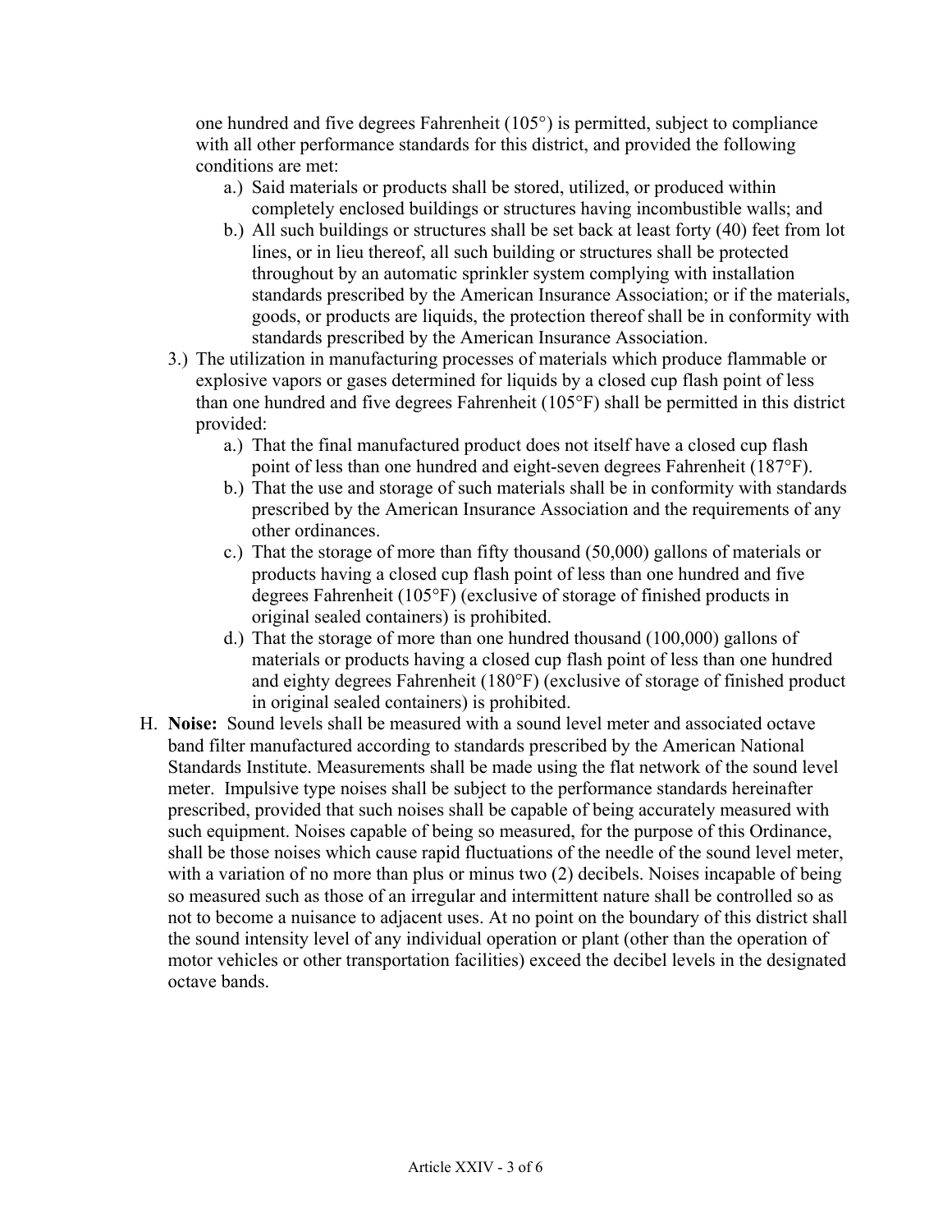one hundred and five degrees Fahrenheit (105°) is permitted, subject to compliance with all other performance standards for this district, and provided the following conditions are met:

a.) Said materials or products shall be stored, utilized, or produced within completely enclosed buildings or structures having incombustible walls; and

b.) All such buildings or structures shall be set back at least forty (40) feet from lot lines, or in lieu thereof, all such building or structures shall be protected throughout by an automatic sprinkler system complying with installation standards prescribed by the American Insurance Association; or if the materials, goods, or products are liquids, the protection thereof shall be in conformity with standards prescribed by the American Insurance Association.

3.) The utilization in manufacturing processes of materials which produce flammable or explosive vapors or gases determined for liquids by a closed cup flash point of less than one hundred and five degrees Fahrenheit (105°F) shall be permitted in this district provided:

a.) That the final manufactured product does not itself have a closed cup flash point of less than one hundred and eight-seven degrees Fahrenheit (187°F).

b.) That the use and storage of such materials shall be in conformity with standards prescribed by the American Insurance Association and the requirements of any other ordinances.

c.) That the storage of more than fifty thousand (50,000) gallons of materials or products having a closed cup flash point of less than one hundred and five degrees Fahrenheit (105°F) (exclusive of storage of finished products in original sealed containers) is prohibited.

d.) That the storage of more than one hundred thousand (100,000) gallons of materials or products having a closed cup flash point of less than one hundred and eighty degrees Fahrenheit (180°F) (exclusive of storage of finished product in original sealed containers) is prohibited.

H. **Noise:** Sound levels shall be measured with a sound level meter and associated octave band filter manufactured according to standards prescribed by the American National Standards Institute. Measurements shall be made using the flat network of the sound level meter. Impulsive type noises shall be subject to the performance standards hereinafter prescribed, provided that such noises shall be capable of being accurately measured with such equipment. Noises capable of being so measured, for the purpose of this Ordinance, shall be those noises which cause rapid fluctuations of the needle of the sound level meter, with a variation of no more than plus or minus two (2) decibels. Noises incapable of being so measured such as those of an irregular and intermittent nature shall be controlled so as not to become a nuisance to adjacent uses. At no point on the boundary of this district shall the sound intensity level of any individual operation or plant (other than the operation of motor vehicles or other transportation facilities) exceed the decibel levels in the designated octave bands.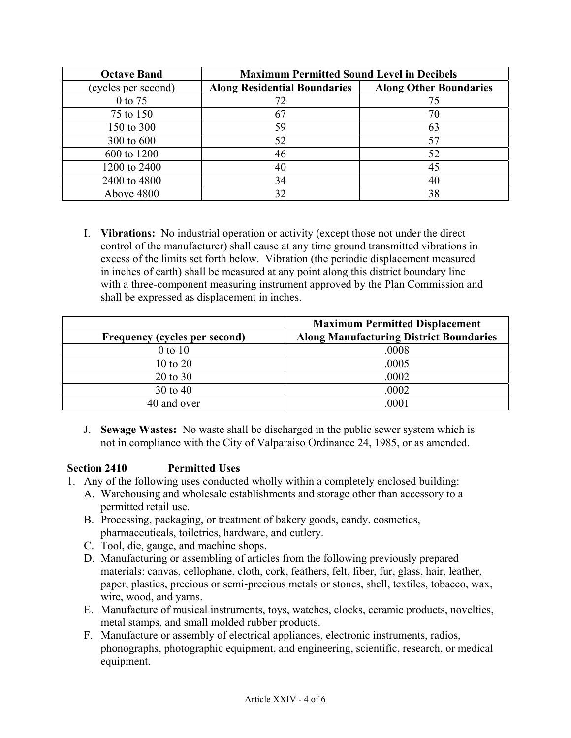| Octave Band | Maximum Permitted Sound Level in Decibels | |
|---|---|---|
| (cycles per second) | **Along Residential Boundaries** | **Along Other Boundaries** |
| 0 to 75 | 72 | 75 |
| 75 to 150 | 67 | 70 |
| 150 to 300 | 59 | 63 |
| 300 to 600 | 52 | 57 |
| 600 to 1200 | 46 | 52 |
| 1200 to 2400 | 40 | 45 |
| 2400 to 4800 | 34 | 40 |
| Above 4800 | 32 | 38 |

I. **Vibrations:** No industrial operation or activity (except those not under the direct control of the manufacturer) shall cause at any time ground transmitted vibrations in excess of the limits set forth below. Vibration (the periodic displacement measured in inches of earth) shall be measured at any point along this district boundary line with a three-component measuring instrument approved by the Plan Commission and shall be expressed as displacement in inches.

| | Maximum Permitted Displacement |
|---|---|
| **Frequency (cycles per second)** | **Along Manufacturing District Boundaries** |
| 0 to 10 | .0008 |
| 10 to 20 | .0005 |
| 20 to 30 | .0002 |
| 30 to 40 | .0002 |
| 40 and over | .0001 |

J. **Sewage Wastes:** No waste shall be discharged in the public sewer system which is not in compliance with the City of Valparaiso Ordinance 24, 1985, or as amended.

## Section 2410 Permitted Uses

1. Any of the following uses conducted wholly within a completely enclosed building:
   A. Warehousing and wholesale establishments and storage other than accessory to a permitted retail use.
   B. Processing, packaging, or treatment of bakery goods, candy, cosmetics, pharmaceuticals, toiletries, hardware, and cutlery.
   C. Tool, die, gauge, and machine shops.
   D. Manufacturing or assembling of articles from the following previously prepared materials: canvas, cellophane, cloth, cork, feathers, felt, fiber, fur, glass, hair, leather, paper, plastics, precious or semi-precious metals or stones, shell, textiles, tobacco, wax, wire, wood, and yarns.
   E. Manufacture of musical instruments, toys, watches, clocks, ceramic products, novelties, metal stamps, and small molded rubber products.
   F. Manufacture or assembly of electrical appliances, electronic instruments, radios, phonographs, photographic equipment, and engineering, scientific, research, or medical equipment.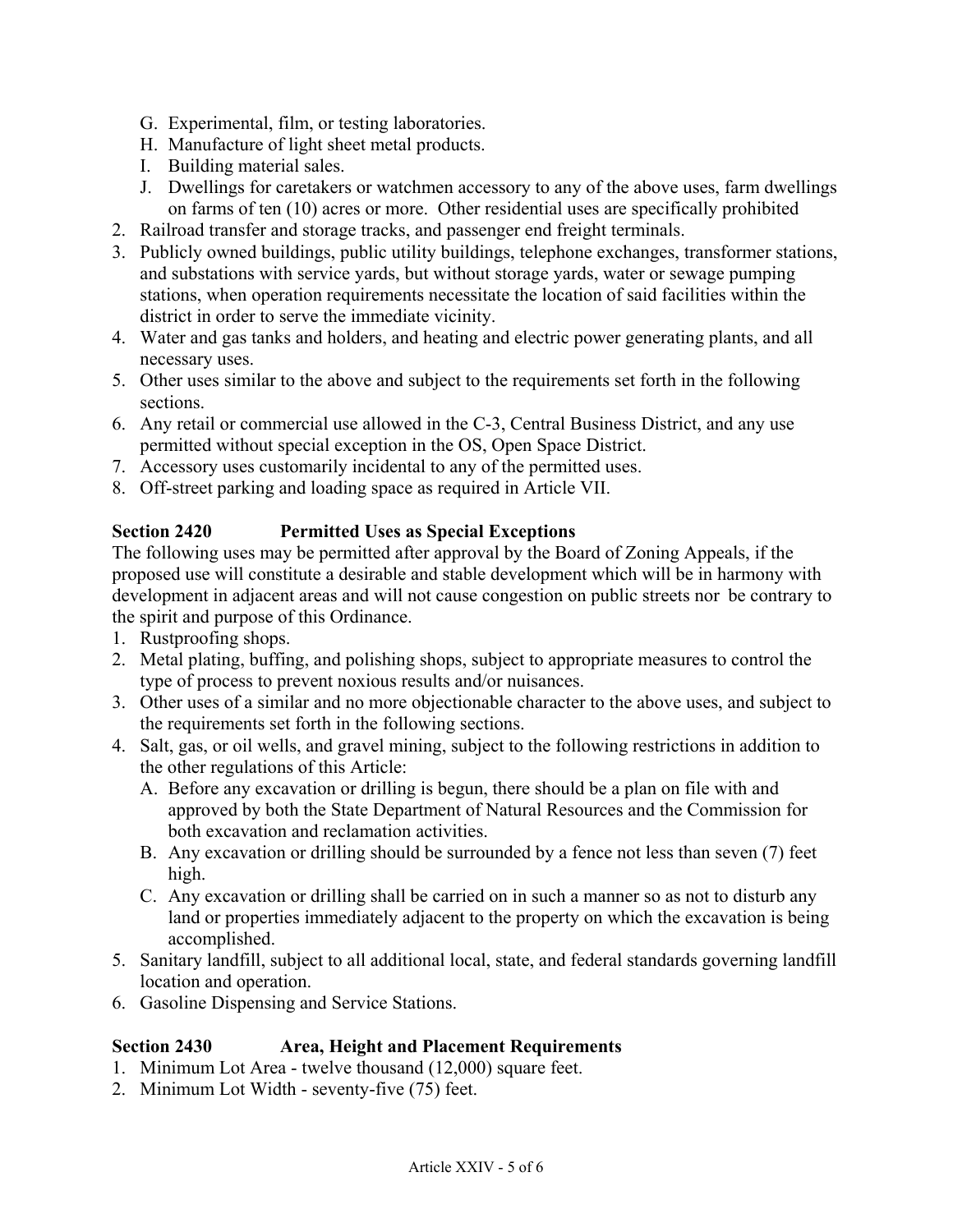G. Experimental, film, or testing laboratories.
   H. Manufacture of light sheet metal products.
   I. Building material sales.
   J. Dwellings for caretakers or watchmen accessory to any of the above uses, farm dwellings on farms of ten (10) acres or more. Other residential uses are specifically prohibited
2. Railroad transfer and storage tracks, and passenger end freight terminals.
3. Publicly owned buildings, public utility buildings, telephone exchanges, transformer stations, and substations with service yards, but without storage yards, water or sewage pumping stations, when operation requirements necessitate the location of said facilities within the district in order to serve the immediate vicinity.
4. Water and gas tanks and holders, and heating and electric power generating plants, and all necessary uses.
5. Other uses similar to the above and subject to the requirements set forth in the following sections.
6. Any retail or commercial use allowed in the C-3, Central Business District, and any use permitted without special exception in the OS, Open Space District.
7. Accessory uses customarily incidental to any of the permitted uses.
8. Off-street parking and loading space as required in Article VII.

**Section 2420 Permitted Uses as Special Exceptions**

The following uses may be permitted after approval by the Board of Zoning Appeals, if the proposed use will constitute a desirable and stable development which will be in harmony with development in adjacent areas and will not cause congestion on public streets nor be contrary to the spirit and purpose of this Ordinance.

1. Rustproofing shops.
2. Metal plating, buffing, and polishing shops, subject to appropriate measures to control the type of process to prevent noxious results and/or nuisances.
3. Other uses of a similar and no more objectionable character to the above uses, and subject to the requirements set forth in the following sections.
4. Salt, gas, or oil wells, and gravel mining, subject to the following restrictions in addition to the other regulations of this Article:
   A. Before any excavation or drilling is begun, there should be a plan on file with and approved by both the State Department of Natural Resources and the Commission for both excavation and reclamation activities.
   B. Any excavation or drilling should be surrounded by a fence not less than seven (7) feet high.
   C. Any excavation or drilling shall be carried on in such a manner so as not to disturb any land or properties immediately adjacent to the property on which the excavation is being accomplished.
5. Sanitary landfill, subject to all additional local, state, and federal standards governing landfill location and operation.
6. Gasoline Dispensing and Service Stations.

**Section 2430 Area, Height and Placement Requirements**

1. Minimum Lot Area - twelve thousand (12,000) square feet.
2. Minimum Lot Width - seventy-five (75) feet.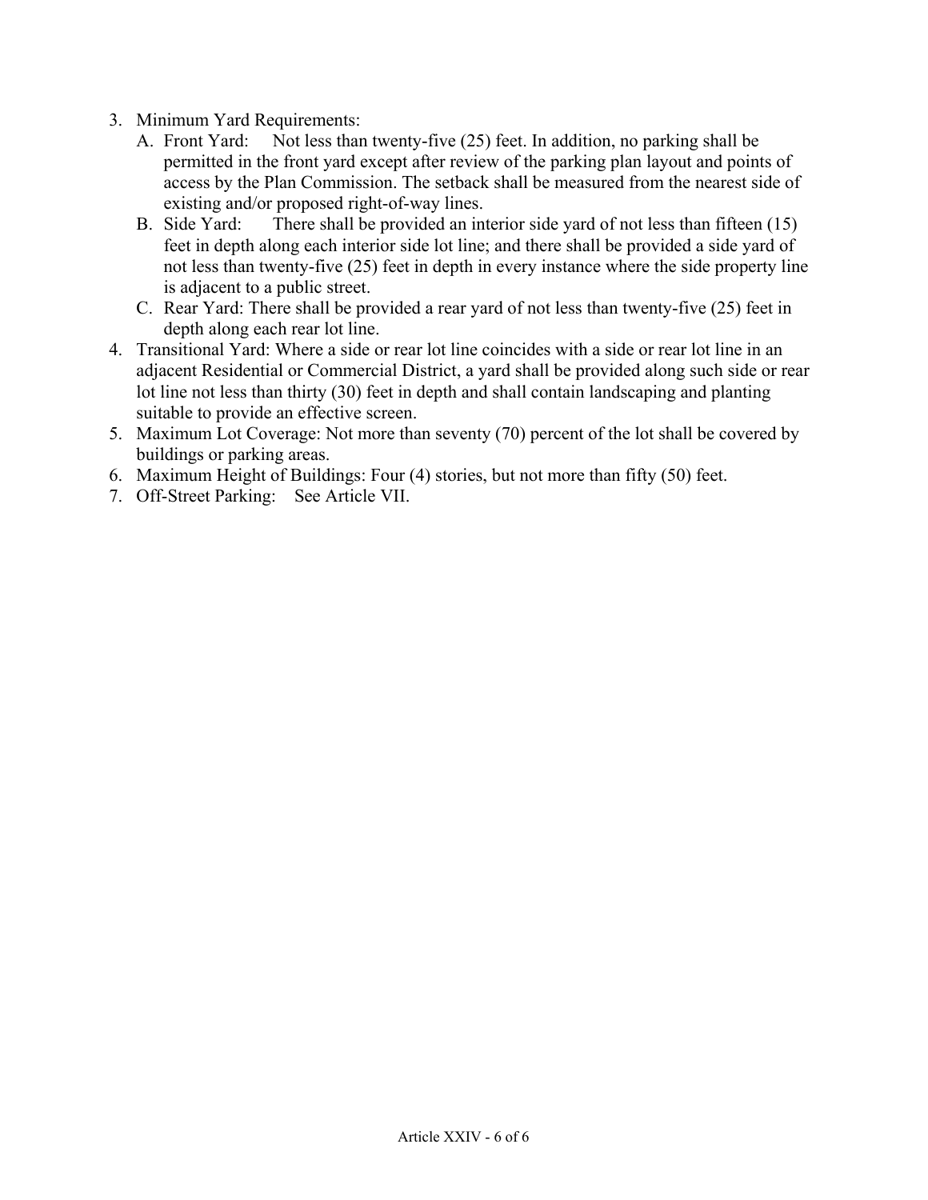3. Minimum Yard Requirements:
   A. Front Yard: Not less than twenty-five (25) feet. In addition, no parking shall be permitted in the front yard except after review of the parking plan layout and points of access by the Plan Commission. The setback shall be measured from the nearest side of existing and/or proposed right-of-way lines.
   B. Side Yard: There shall be provided an interior side yard of not less than fifteen (15) feet in depth along each interior side lot line; and there shall be provided a side yard of not less than twenty-five (25) feet in depth in every instance where the side property line is adjacent to a public street.
   C. Rear Yard: There shall be provided a rear yard of not less than twenty-five (25) feet in depth along each rear lot line.
4. Transitional Yard: Where a side or rear lot line coincides with a side or rear lot line in an adjacent Residential or Commercial District, a yard shall be provided along such side or rear lot line not less than thirty (30) feet in depth and shall contain landscaping and planting suitable to provide an effective screen.
5. Maximum Lot Coverage: Not more than seventy (70) percent of the lot shall be covered by buildings or parking areas.
6. Maximum Height of Buildings: Four (4) stories, but not more than fifty (50) feet.
7. Off-Street Parking: See Article VII.